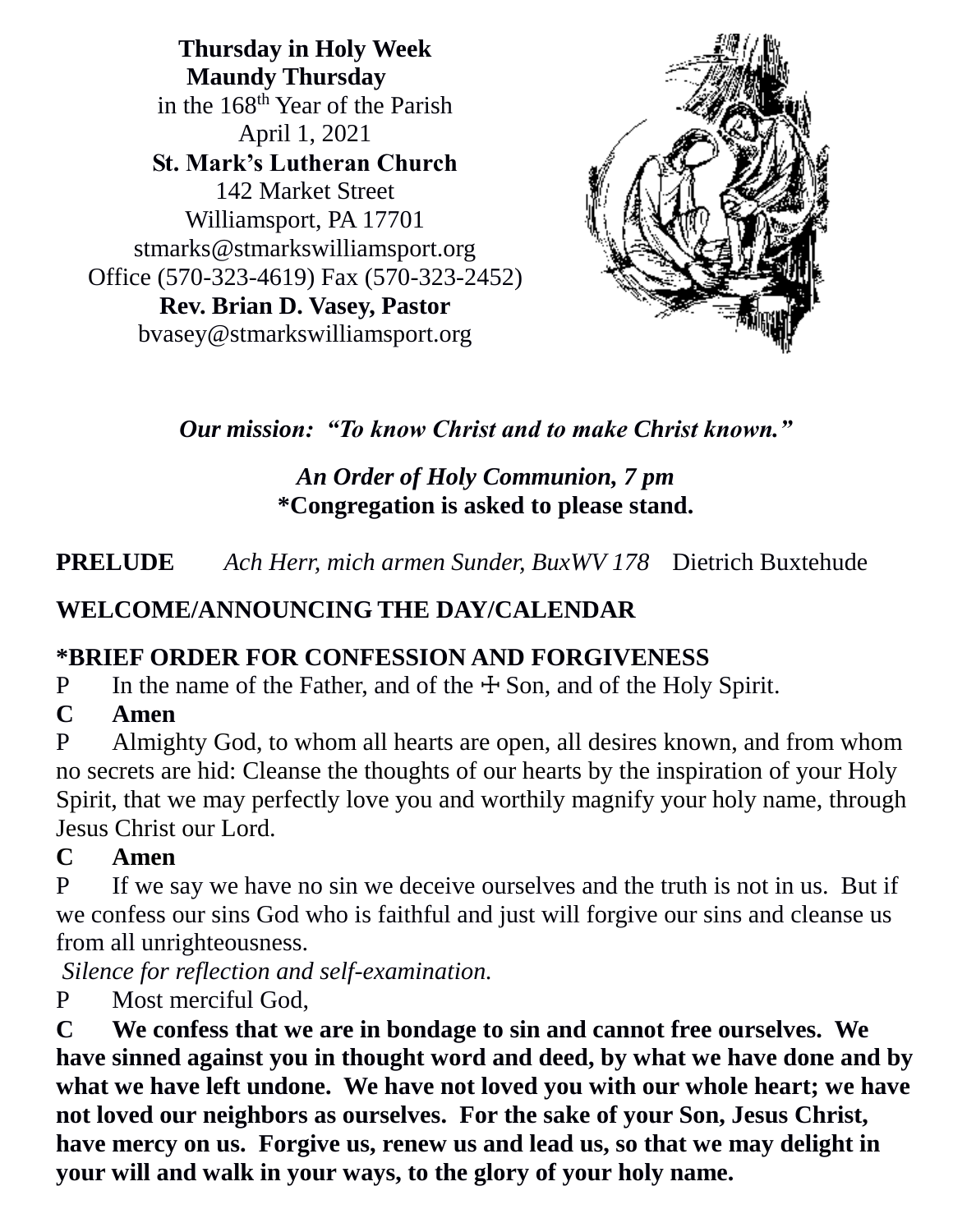**Thursday in Holy Week**
**Maundy Thursday**
in the 168th Year of the Parish
April 1, 2021
**St. Mark's Lutheran Church**
142 Market Street
Williamsport, PA 17701
stmarks@stmarkswilliamsport.org
Office (570-323-4619) Fax (570-323-2452)
**Rev. Brian D. Vasey, Pastor**
bvasey@stmarkswilliamsport.org

***Our mission: "To know Christ and to make Christ known."***

***An Order of Holy Communion, 7 pm***
**\*Congregation is asked to please stand.**

**PRELUDE** *Ach Herr, mich armen Sunder, BuxWV 178* Dietrich Buxtehude

**WELCOME/ANNOUNCING THE DAY/CALENDAR**

**\*BRIEF ORDER FOR CONFESSION AND FORGIVENESS**

P In the name of the Father, and of the ☩ Son, and of the Holy Spirit.

**C Amen**

P Almighty God, to whom all hearts are open, all desires known, and from whom no secrets are hid: Cleanse the thoughts of our hearts by the inspiration of your Holy Spirit, that we may perfectly love you and worthily magnify your holy name, through Jesus Christ our Lord.

**C Amen**

P If we say we have no sin we deceive ourselves and the truth is not in us. But if we confess our sins God who is faithful and just will forgive our sins and cleanse us from all unrighteousness.

*Silence for reflection and self-examination.*

P Most merciful God,

**C We confess that we are in bondage to sin and cannot free ourselves. We have sinned against you in thought word and deed, by what we have done and by what we have left undone. We have not loved you with our whole heart; we have not loved our neighbors as ourselves. For the sake of your Son, Jesus Christ, have mercy on us. Forgive us, renew us and lead us, so that we may delight in your will and walk in your ways, to the glory of your holy name.**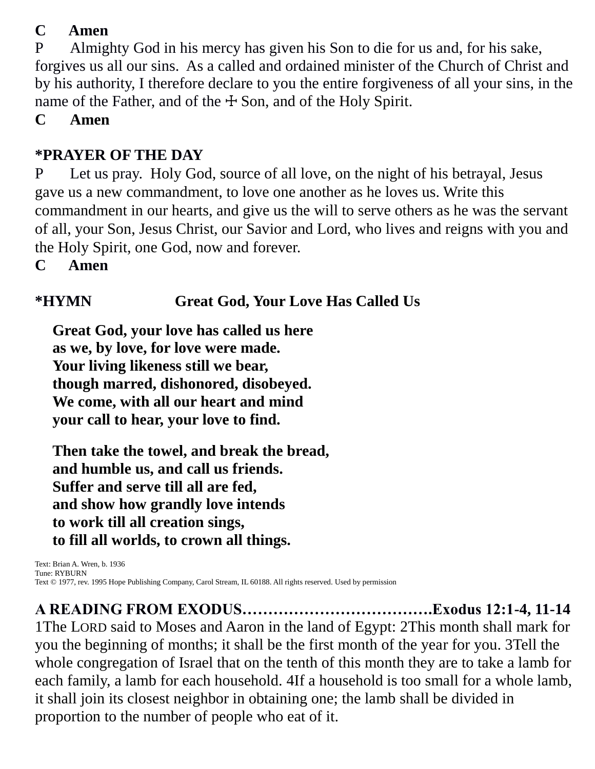**C Amen**

P Almighty God in his mercy has given his Son to die for us and, for his sake, forgives us all our sins. As a called and ordained minister of the Church of Christ and by his authority, I therefore declare to you the entire forgiveness of all your sins, in the name of the Father, and of the ☩ Son, and of the Holy Spirit.

**C Amen**

**\*PRAYER OF THE DAY**

P Let us pray. Holy God, source of all love, on the night of his betrayal, Jesus gave us a new commandment, to love one another as he loves us. Write this commandment in our hearts, and give us the will to serve others as he was the servant of all, your Son, Jesus Christ, our Savior and Lord, who lives and reigns with you and the Holy Spirit, one God, now and forever.

**C Amen**

**\*HYMN Great God, Your Love Has Called Us**

**Great God, your love has called us here**
**as we, by love, for love were made.**
**Your living likeness still we bear,**
**though marred, dishonored, disobeyed.**
**We come, with all our heart and mind**
**your call to hear, your love to find.**

**Then take the towel, and break the bread,**
**and humble us, and call us friends.**
**Suffer and serve till all are fed,**
**and show how grandly love intends**
**to work till all creation sings,**
**to fill all worlds, to crown all things.**

Text: Brian A. Wren, b. 1936
Tune: RYBURN
Text © 1977, rev. 1995 Hope Publishing Company, Carol Stream, IL 60188. All rights reserved. Used by permission

**A READING FROM EXODUS……………………………….Exodus 12:1-4, 11-14**

1The LORD said to Moses and Aaron in the land of Egypt: 2This month shall mark for you the beginning of months; it shall be the first month of the year for you. 3Tell the whole congregation of Israel that on the tenth of this month they are to take a lamb for each family, a lamb for each household. 4If a household is too small for a whole lamb, it shall join its closest neighbor in obtaining one; the lamb shall be divided in proportion to the number of people who eat of it.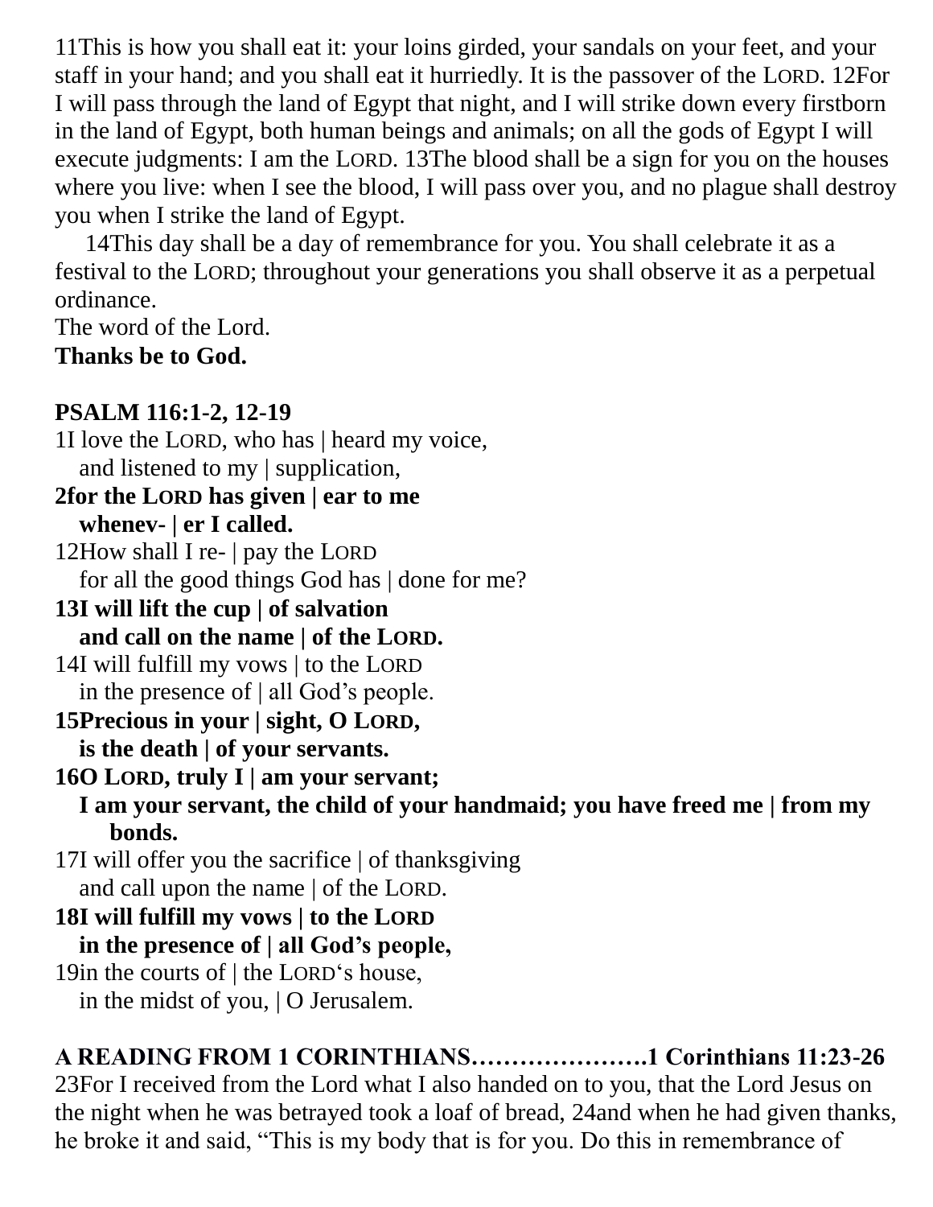11This is how you shall eat it: your loins girded, your sandals on your feet, and your staff in your hand; and you shall eat it hurriedly. It is the passover of the LORD. 12For I will pass through the land of Egypt that night, and I will strike down every firstborn in the land of Egypt, both human beings and animals; on all the gods of Egypt I will execute judgments: I am the LORD. 13The blood shall be a sign for you on the houses where you live: when I see the blood, I will pass over you, and no plague shall destroy you when I strike the land of Egypt.

14This day shall be a day of remembrance for you. You shall celebrate it as a festival to the LORD; throughout your generations you shall observe it as a perpetual ordinance.

The word of the Lord.
**Thanks be to God.**

**PSALM 116:1-2, 12-19**

1I love the LORD, who has | heard my voice,
and listened to my | supplication,
**2for the LORD has given | ear to me**
**whenev- | er I called.**
12How shall I re- | pay the LORD
for all the good things God has | done for me?
**13I will lift the cup | of salvation**
**and call on the name | of the LORD.**
14I will fulfill my vows | to the LORD
in the presence of | all God's people.
**15Precious in your | sight, O LORD,**
**is the death | of your servants.**
**16O LORD, truly I | am your servant;**
**I am your servant, the child of your handmaid; you have freed me | from my bonds.**
17I will offer you the sacrifice | of thanksgiving
and call upon the name | of the LORD.
**18I will fulfill my vows | to the LORD**
**in the presence of | all God's people,**
19in the courts of | the LORD's house,
in the midst of you, | O Jerusalem.

**A READING FROM 1 CORINTHIANS………………….1 Corinthians 11:23-26**

23For I received from the Lord what I also handed on to you, that the Lord Jesus on the night when he was betrayed took a loaf of bread, 24and when he had given thanks, he broke it and said, "This is my body that is for you. Do this in remembrance of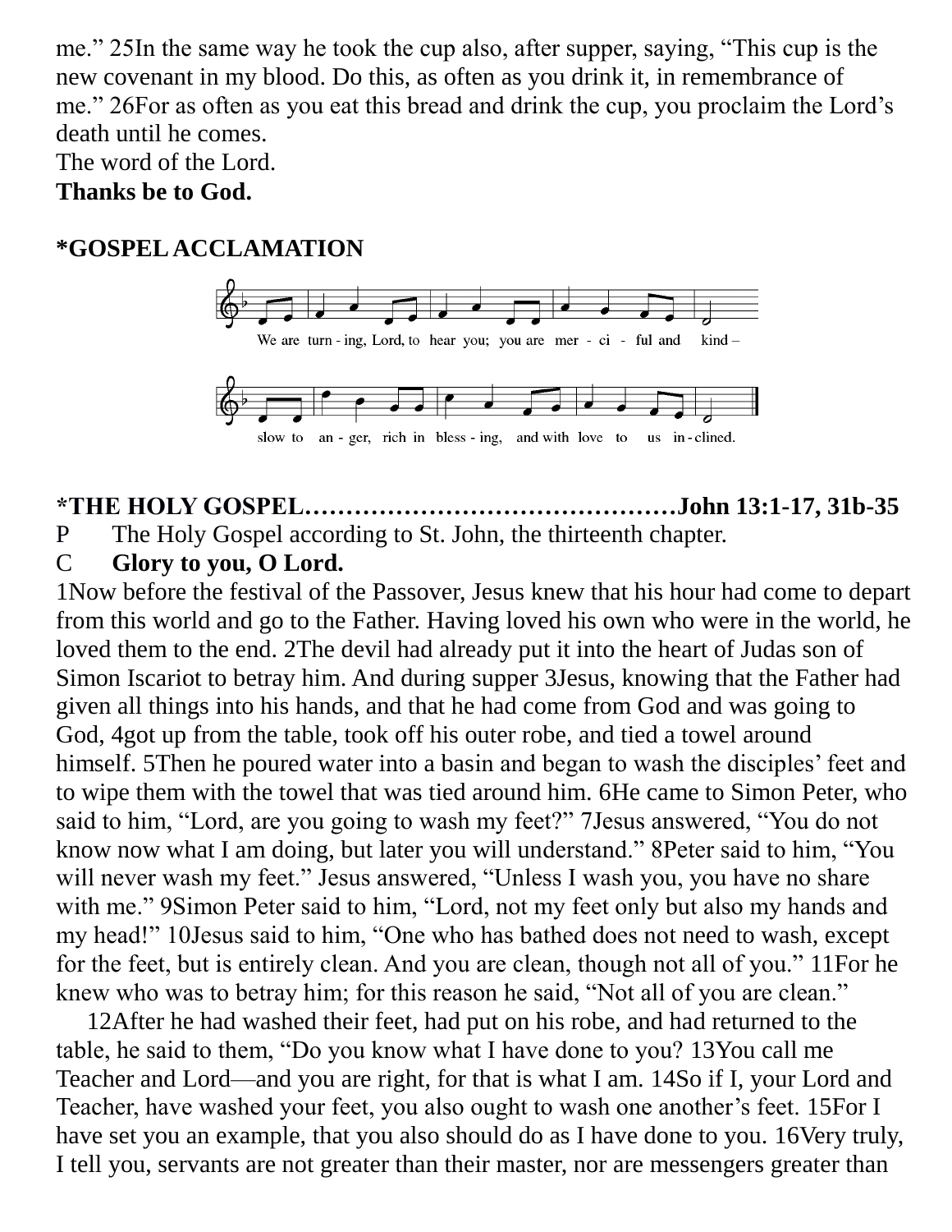me." 25In the same way he took the cup also, after supper, saying, "This cup is the new covenant in my blood. Do this, as often as you drink it, in remembrance of me." 26For as often as you eat this bread and drink the cup, you proclaim the Lord's death until he comes.
The word of the Lord.
**Thanks be to God.**

**\*GOSPEL ACCLAMATION**

We are turn - ing, Lord, to hear you; you are mer - ci - ful and kind –
slow to an - ger, rich in bless - ing, and with love to us in - clined.

**\*THE HOLY GOSPEL……………………………………John 13:1-17, 31b-35**
P The Holy Gospel according to St. John, the thirteenth chapter.
C **Glory to you, O Lord.**
1Now before the festival of the Passover, Jesus knew that his hour had come to depart from this world and go to the Father. Having loved his own who were in the world, he loved them to the end. 2The devil had already put it into the heart of Judas son of Simon Iscariot to betray him. And during supper 3Jesus, knowing that the Father had given all things into his hands, and that he had come from God and was going to God, 4got up from the table, took off his outer robe, and tied a towel around himself. 5Then he poured water into a basin and began to wash the disciples' feet and to wipe them with the towel that was tied around him. 6He came to Simon Peter, who said to him, "Lord, are you going to wash my feet?" 7Jesus answered, "You do not know now what I am doing, but later you will understand." 8Peter said to him, "You will never wash my feet." Jesus answered, "Unless I wash you, you have no share with me." 9Simon Peter said to him, "Lord, not my feet only but also my hands and my head!" 10Jesus said to him, "One who has bathed does not need to wash, except for the feet, but is entirely clean. And you are clean, though not all of you." 11For he knew who was to betray him; for this reason he said, "Not all of you are clean."

12After he had washed their feet, had put on his robe, and had returned to the table, he said to them, "Do you know what I have done to you? 13You call me Teacher and Lord—and you are right, for that is what I am. 14So if I, your Lord and Teacher, have washed your feet, you also ought to wash one another's feet. 15For I have set you an example, that you also should do as I have done to you. 16Very truly, I tell you, servants are not greater than their master, nor are messengers greater than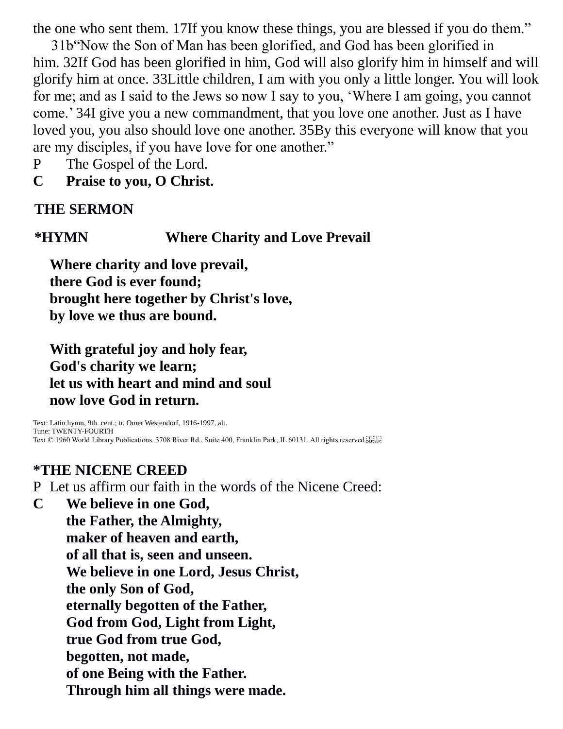the one who sent them. 17If you know these things, you are blessed if you do them."

31b"Now the Son of Man has been glorified, and God has been glorified in him. 32If God has been glorified in him, God will also glorify him in himself and will glorify him at once. 33Little children, I am with you only a little longer. You will look for me; and as I said to the Jews so now I say to you, 'Where I am going, you cannot come.' 34I give you a new commandment, that you love one another. Just as I have loved you, you also should love one another. 35By this everyone will know that you are my disciples, if you have love for one another."

P The Gospel of the Lord.

**C Praise to you, O Christ.**

**THE SERMON**

**\*HYMN Where Charity and Love Prevail**

**Where charity and love prevail,**
**there God is ever found;**
**brought here together by Christ's love,**
**by love we thus are bound.**

**With grateful joy and holy fear,**
**God's charity we learn;**
**let us with heart and mind and soul**
**now love God in return.**

Text: Latin hymn, 9th. cent.; tr. Omer Westendorf, 1916-1997, alt.
Tune: TWENTY-FOURTH
Text © 1960 World Library Publications. 3708 River Rd., Suite 400, Franklin Park, IL 60131. All rights reserved.

**\*THE NICENE CREED**

P Let us affirm our faith in the words of the Nicene Creed:

**C We believe in one God,**
**the Father, the Almighty,**
**maker of heaven and earth,**
**of all that is, seen and unseen.**
**We believe in one Lord, Jesus Christ,**
**the only Son of God,**
**eternally begotten of the Father,**
**God from God, Light from Light,**
**true God from true God,**
**begotten, not made,**
**of one Being with the Father.**
**Through him all things were made.**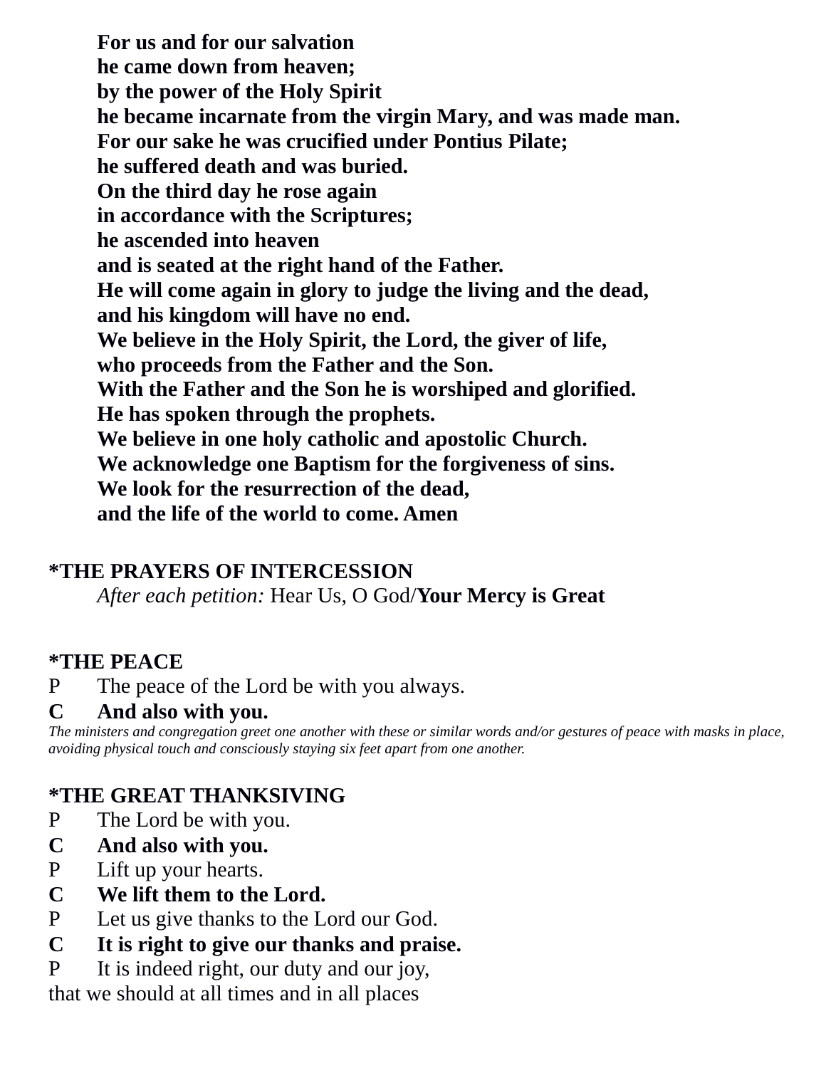**For us and for our salvation**
**he came down from heaven;**
**by the power of the Holy Spirit**
**he became incarnate from the virgin Mary, and was made man.**
**For our sake he was crucified under Pontius Pilate;**
**he suffered death and was buried.**
**On the third day he rose again**
**in accordance with the Scriptures;**
**he ascended into heaven**
**and is seated at the right hand of the Father.**
**He will come again in glory to judge the living and the dead,**
**and his kingdom will have no end.**
**We believe in the Holy Spirit, the Lord, the giver of life,**
**who proceeds from the Father and the Son.**
**With the Father and the Son he is worshiped and glorified.**
**He has spoken through the prophets.**
**We believe in one holy catholic and apostolic Church.**
**We acknowledge one Baptism for the forgiveness of sins.**
**We look for the resurrection of the dead,**
**and the life of the world to come. Amen**

**\*THE PRAYERS OF INTERCESSION**

*After each petition:* Hear Us, O God/**Your Mercy is Great**

**\*THE PEACE**

P The peace of the Lord be with you always.
**C And also with you.**

*The ministers and congregation greet one another with these or similar words and/or gestures of peace with masks in place, avoiding physical touch and consciously staying six feet apart from one another.*

**\*THE GREAT THANKSIVING**

P The Lord be with you.
**C And also with you.**
P Lift up your hearts.
**C We lift them to the Lord.**
P Let us give thanks to the Lord our God.
**C It is right to give our thanks and praise.**
P It is indeed right, our duty and our joy,
that we should at all times and in all places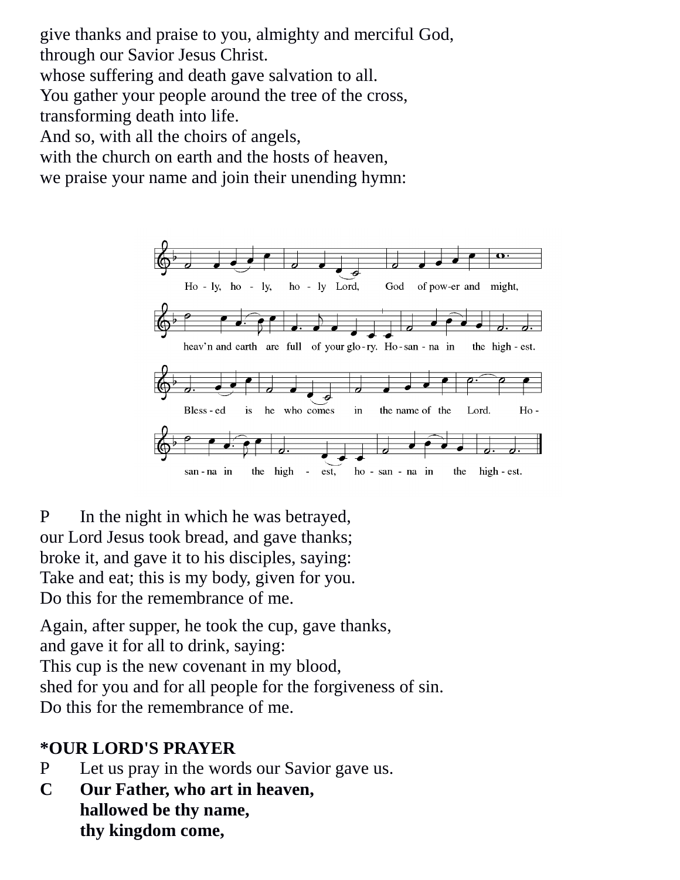give thanks and praise to you, almighty and merciful God,
through our Savior Jesus Christ.
whose suffering and death gave salvation to all.
You gather your people around the tree of the cross,
transforming death into life.
And so, with all the choirs of angels,
with the church on earth and the hosts of heaven,
we praise your name and join their unending hymn:

Ho - ly, ho - ly, ho - ly Lord, God of pow-er and might,
heav'n and earth are full of your glo - ry. Ho - san - na in the high - est.
Bless - ed is he who comes in the name of the Lord. Ho -
san - na in the high - est, ho - san - na in the high - est.

P In the night in which he was betrayed,
our Lord Jesus took bread, and gave thanks;
broke it, and gave it to his disciples, saying:
Take and eat; this is my body, given for you.
Do this for the remembrance of me.

Again, after supper, he took the cup, gave thanks,
and gave it for all to drink, saying:
This cup is the new covenant in my blood,
shed for you and for all people for the forgiveness of sin.
Do this for the remembrance of me.

**\*OUR LORD'S PRAYER**

P Let us pray in the words our Savior gave us.

**C Our Father, who art in heaven,**
**hallowed be thy name,**
**thy kingdom come,**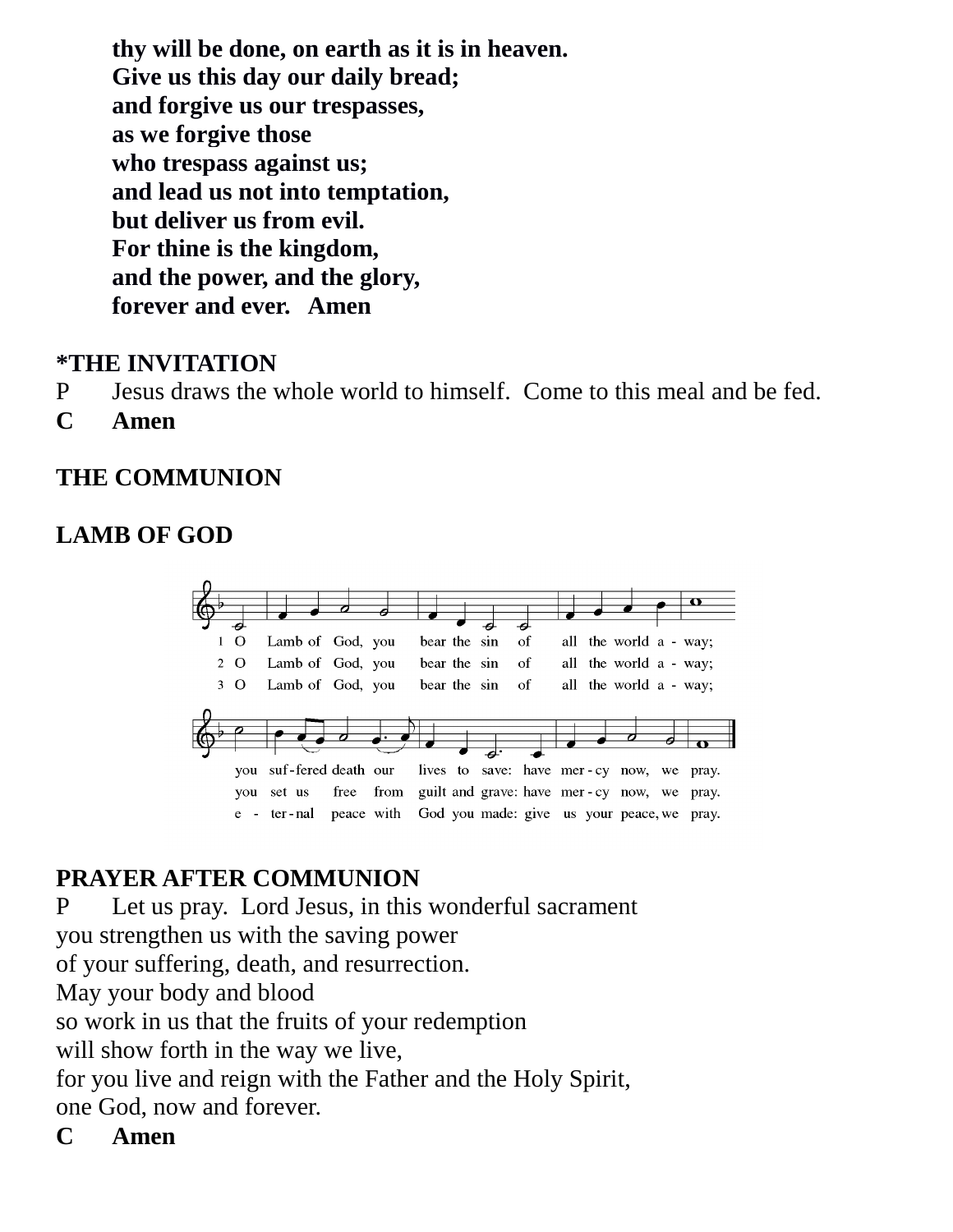**thy will be done, on earth as it is in heaven.**
**Give us this day our daily bread;**
**and forgive us our trespasses,**
**as we forgive those**
**who trespass against us;**
**and lead us not into temptation,**
**but deliver us from evil.**
**For thine is the kingdom,**
**and the power, and the glory,**
**forever and ever. Amen**

**\*THE INVITATION**

P Jesus draws the whole world to himself. Come to this meal and be fed.

**C Amen**

**THE COMMUNION**

**LAMB OF GOD**

1 O Lamb of God, you bear the sin of all the world a - way; you suf - fered death our lives to save: have mer - cy now, we pray.

2 O Lamb of God, you bear the sin of all the world a - way; you set us free from guilt and grave: have mer - cy now, we pray.

3 O Lamb of God, you bear the sin of all the world a - way; e - ter - nal peace with God you made: give us your peace, we pray.

**PRAYER AFTER COMMUNION**

P Let us pray. Lord Jesus, in this wonderful sacrament
you strengthen us with the saving power
of your suffering, death, and resurrection.
May your body and blood
so work in us that the fruits of your redemption
will show forth in the way we live,
for you live and reign with the Father and the Holy Spirit,
one God, now and forever.

**C Amen**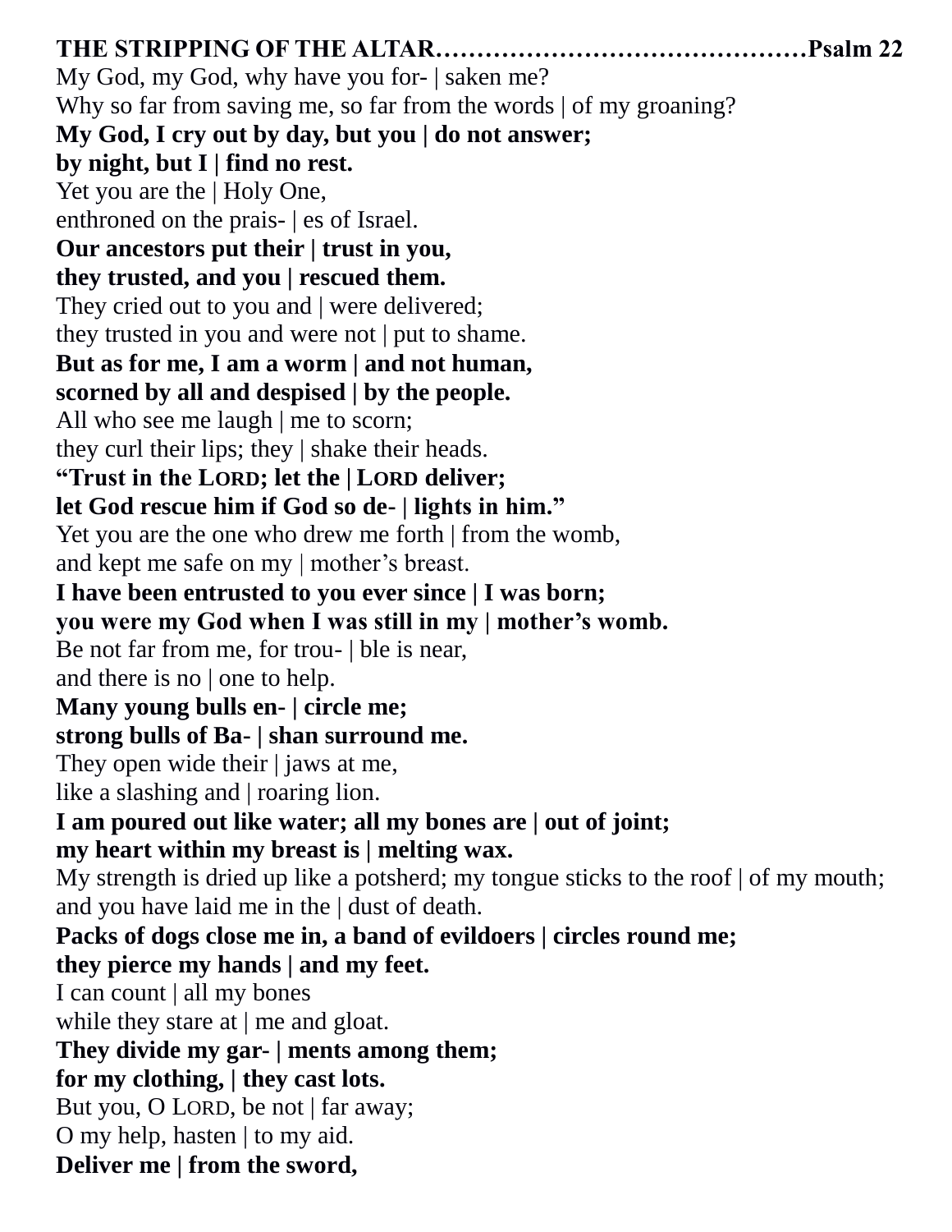**THE STRIPPING OF THE ALTAR……………………………………Psalm 22**

My God, my God, why have you for- | saken me?
Why so far from saving me, so far from the words | of my groaning?
**My God, I cry out by day, but you | do not answer;**
**by night, but I | find no rest.**
Yet you are the | Holy One,
enthroned on the prais- | es of Israel.
**Our ancestors put their | trust in you,**
**they trusted, and you | rescued them.**
They cried out to you and | were delivered;
they trusted in you and were not | put to shame.
**But as for me, I am a worm | and not human,**
**scorned by all and despised | by the people.**
All who see me laugh | me to scorn;
they curl their lips; they | shake their heads.
**"Trust in the LORD; let the | LORD deliver;**
**let God rescue him if God so de- | lights in him."**
Yet you are the one who drew me forth | from the womb,
and kept me safe on my | mother's breast.
**I have been entrusted to you ever since | I was born;**
**you were my God when I was still in my | mother's womb.**
Be not far from me, for trou- | ble is near,
and there is no | one to help.
**Many young bulls en- | circle me;**
**strong bulls of Ba- | shan surround me.**
They open wide their | jaws at me,
like a slashing and | roaring lion.
**I am poured out like water; all my bones are | out of joint;**
**my heart within my breast is | melting wax.**
My strength is dried up like a potsherd; my tongue sticks to the roof | of my mouth;
and you have laid me in the | dust of death.
**Packs of dogs close me in, a band of evildoers | circles round me;**
**they pierce my hands | and my feet.**
I can count | all my bones
while they stare at | me and gloat.
**They divide my gar- | ments among them;**
**for my clothing, | they cast lots.**
But you, O LORD, be not | far away;
O my help, hasten | to my aid.
**Deliver me | from the sword,**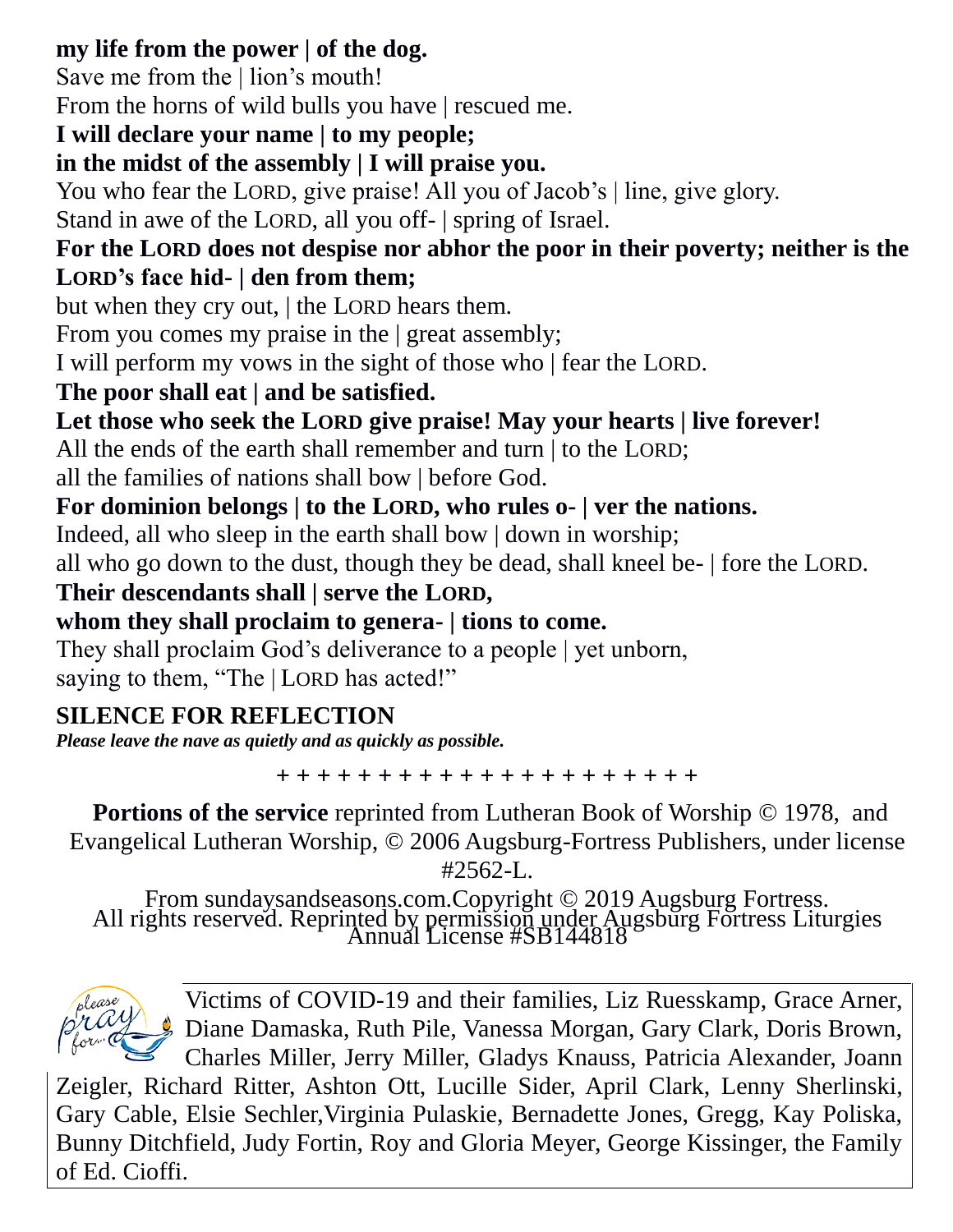**my life from the power | of the dog.**
Save me from the | lion's mouth!
From the horns of wild bulls you have | rescued me.
**I will declare your name | to my people;**
**in the midst of the assembly | I will praise you.**
You who fear the LORD, give praise! All you of Jacob's | line, give glory.
Stand in awe of the LORD, all you off- | spring of Israel.
**For the LORD does not despise nor abhor the poor in their poverty; neither is the LORD's face hid- | den from them;**
but when they cry out, | the LORD hears them.
From you comes my praise in the | great assembly;
I will perform my vows in the sight of those who | fear the LORD.
**The poor shall eat | and be satisfied.**
**Let those who seek the LORD give praise! May your hearts | live forever!**
All the ends of the earth shall remember and turn | to the LORD;
all the families of nations shall bow | before God.
**For dominion belongs | to the LORD, who rules o- | ver the nations.**
Indeed, all who sleep in the earth shall bow | down in worship;
all who go down to the dust, though they be dead, shall kneel be- | fore the LORD.
**Their descendants shall | serve the LORD,**
**whom they shall proclaim to genera- | tions to come.**
They shall proclaim God's deliverance to a people | yet unborn,
saying to them, "The | LORD has acted!"

**SILENCE FOR REFLECTION**
***Please leave the nave as quietly and as quickly as possible.***

+ + + + + + + + + + + + + + + + + + + + + + +

**Portions of the service** reprinted from Lutheran Book of Worship © 1978, and Evangelical Lutheran Worship, © 2006 Augsburg-Fortress Publishers, under license #2562-L.

From sundaysandseasons.com.Copyright © 2019 Augsburg Fortress. All rights reserved. Reprinted by permission under Augsburg Fortress Liturgies Annual License #SB144818

please pray for...

Victims of COVID-19 and their families, Liz Ruesskamp, Grace Arner, Diane Damaska, Ruth Pile, Vanessa Morgan, Gary Clark, Doris Brown, Charles Miller, Jerry Miller, Gladys Knauss, Patricia Alexander, Joann Zeigler, Richard Ritter, Ashton Ott, Lucille Sider, April Clark, Lenny Sherlinski, Gary Cable, Elsie Sechler,Virginia Pulaskie, Bernadette Jones, Gregg, Kay Poliska, Bunny Ditchfield, Judy Fortin, Roy and Gloria Meyer, George Kissinger, the Family of Ed. Cioffi.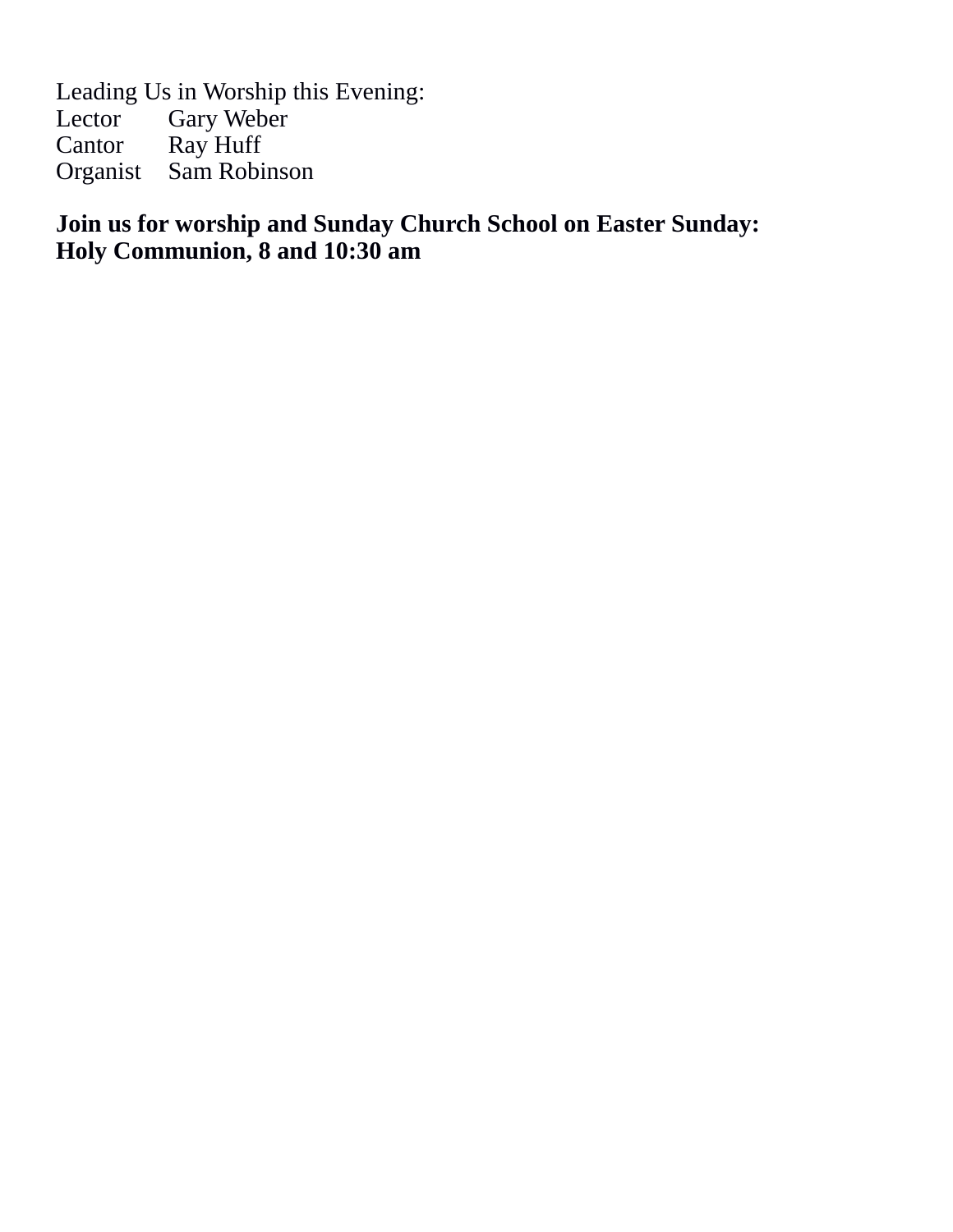Leading Us in Worship this Evening:
Lector Gary Weber
Cantor Ray Huff
Organist Sam Robinson

**Join us for worship and Sunday Church School on Easter Sunday:**
**Holy Communion, 8 and 10:30 am**